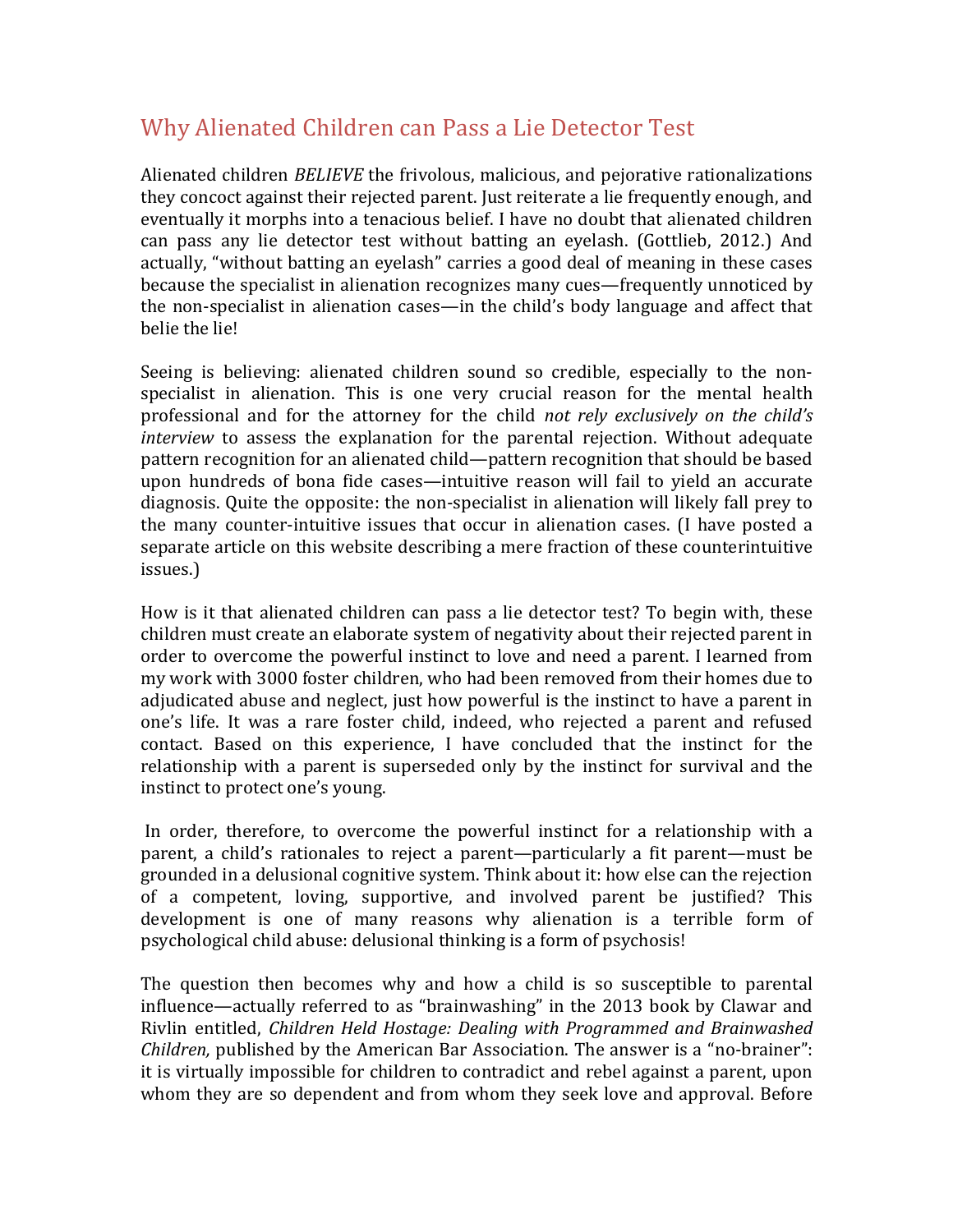# Why Alienated Children can Pass a Lie Detector Test

Alienated children *BELIEVE* the frivolous, malicious, and pejorative rationalizations they concoct against their rejected parent. Just reiterate a lie frequently enough, and eventually it morphs into a tenacious belief. I have no doubt that alienated children can pass any lie detector test without batting an eyelash. (Gottlieb, 2012.) And actually, "without batting an eyelash" carries a good deal of meaning in these cases because the specialist in alienation recognizes many cues—frequently unnoticed by the non-specialist in alienation cases—in the child's body language and affect that belie the lie!

Seeing is believing: alienated children sound so credible, especially to the non-specialist in alienation. This is one very crucial reason for the mental health professional and for the attorney for the child *not rely exclusively on the child's interview* to assess the explanation for the parental rejection. Without adequate pattern recognition for an alienated child—pattern recognition that should be based upon hundreds of bona fide cases—intuitive reason will fail to yield an accurate diagnosis. Quite the opposite: the non-specialist in alienation will likely fall prey to the many counter-intuitive issues that occur in alienation cases. (I have posted a separate article on this website describing a mere fraction of these counterintuitive issues.)

How is it that alienated children can pass a lie detector test? To begin with, these children must create an elaborate system of negativity about their rejected parent in order to overcome the powerful instinct to love and need a parent. I learned from my work with 3000 foster children, who had been removed from their homes due to adjudicated abuse and neglect, just how powerful is the instinct to have a parent in one's life. It was a rare foster child, indeed, who rejected a parent and refused contact. Based on this experience, I have concluded that the instinct for the relationship with a parent is superseded only by the instinct for survival and the instinct to protect one's young.

In order, therefore, to overcome the powerful instinct for a relationship with a parent, a child's rationales to reject a parent—particularly a fit parent—must be grounded in a delusional cognitive system. Think about it: how else can the rejection of a competent, loving, supportive, and involved parent be justified? This development is one of many reasons why alienation is a terrible form of psychological child abuse: delusional thinking is a form of psychosis!

The question then becomes why and how a child is so susceptible to parental influence—actually referred to as "brainwashing" in the 2013 book by Clawar and Rivlin entitled, *Children Held Hostage: Dealing with Programmed and Brainwashed Children,* published by the American Bar Association. The answer is a "no-brainer": it is virtually impossible for children to contradict and rebel against a parent, upon whom they are so dependent and from whom they seek love and approval. Before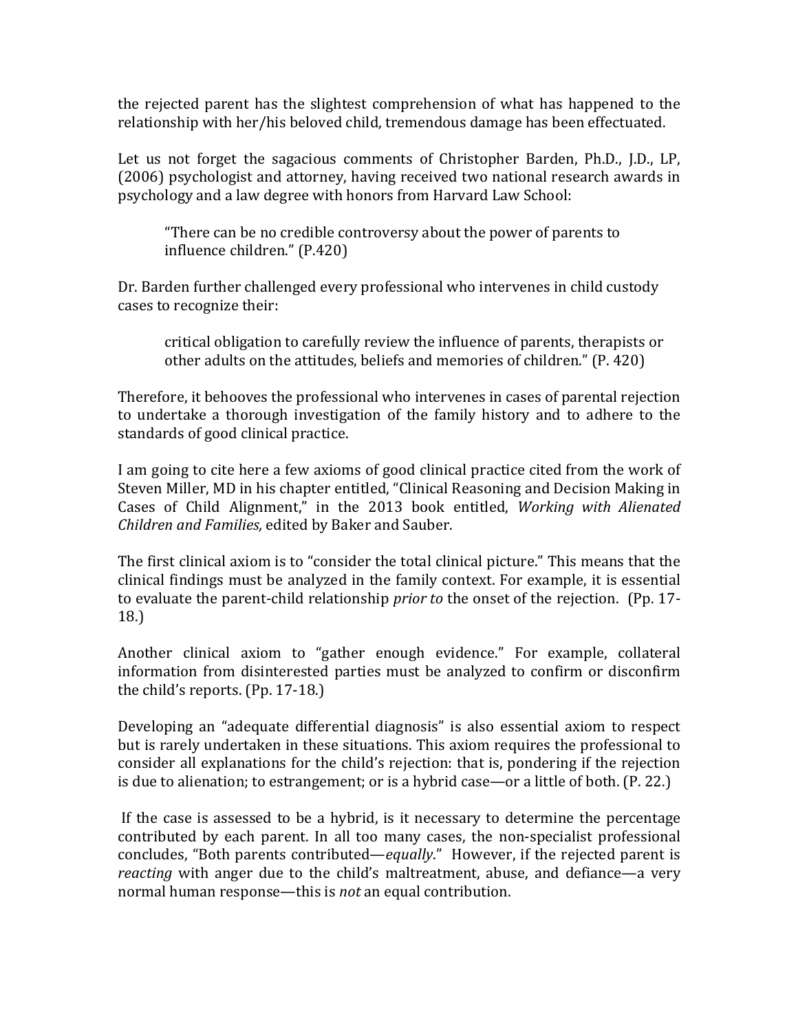the rejected parent has the slightest comprehension of what has happened to the relationship with her/his beloved child, tremendous damage has been effectuated.

Let us not forget the sagacious comments of Christopher Barden, Ph.D., J.D., LP, (2006) psychologist and attorney, having received two national research awards in psychology and a law degree with honors from Harvard Law School:

> "There can be no credible controversy about the power of parents to influence children." (P.420)

Dr. Barden further challenged every professional who intervenes in child custody cases to recognize their:

> critical obligation to carefully review the influence of parents, therapists or other adults on the attitudes, beliefs and memories of children." (P. 420)

Therefore, it behooves the professional who intervenes in cases of parental rejection to undertake a thorough investigation of the family history and to adhere to the standards of good clinical practice.

I am going to cite here a few axioms of good clinical practice cited from the work of Steven Miller, MD in his chapter entitled, "Clinical Reasoning and Decision Making in Cases of Child Alignment," in the 2013 book entitled, *Working with Alienated Children and Families,* edited by Baker and Sauber.

The first clinical axiom is to "consider the total clinical picture." This means that the clinical findings must be analyzed in the family context. For example, it is essential to evaluate the parent-child relationship *prior to* the onset of the rejection. (Pp. 17-18.)

Another clinical axiom to "gather enough evidence." For example, collateral information from disinterested parties must be analyzed to confirm or disconfirm the child's reports. (Pp. 17-18.)

Developing an "adequate differential diagnosis" is also essential axiom to respect but is rarely undertaken in these situations. This axiom requires the professional to consider all explanations for the child's rejection: that is, pondering if the rejection is due to alienation; to estrangement; or is a hybrid case—or a little of both. (P. 22.)

If the case is assessed to be a hybrid, is it necessary to determine the percentage contributed by each parent. In all too many cases, the non-specialist professional concludes, "Both parents contributed—*equally*." However, if the rejected parent is *reacting* with anger due to the child's maltreatment, abuse, and defiance—a very normal human response—this is *not* an equal contribution.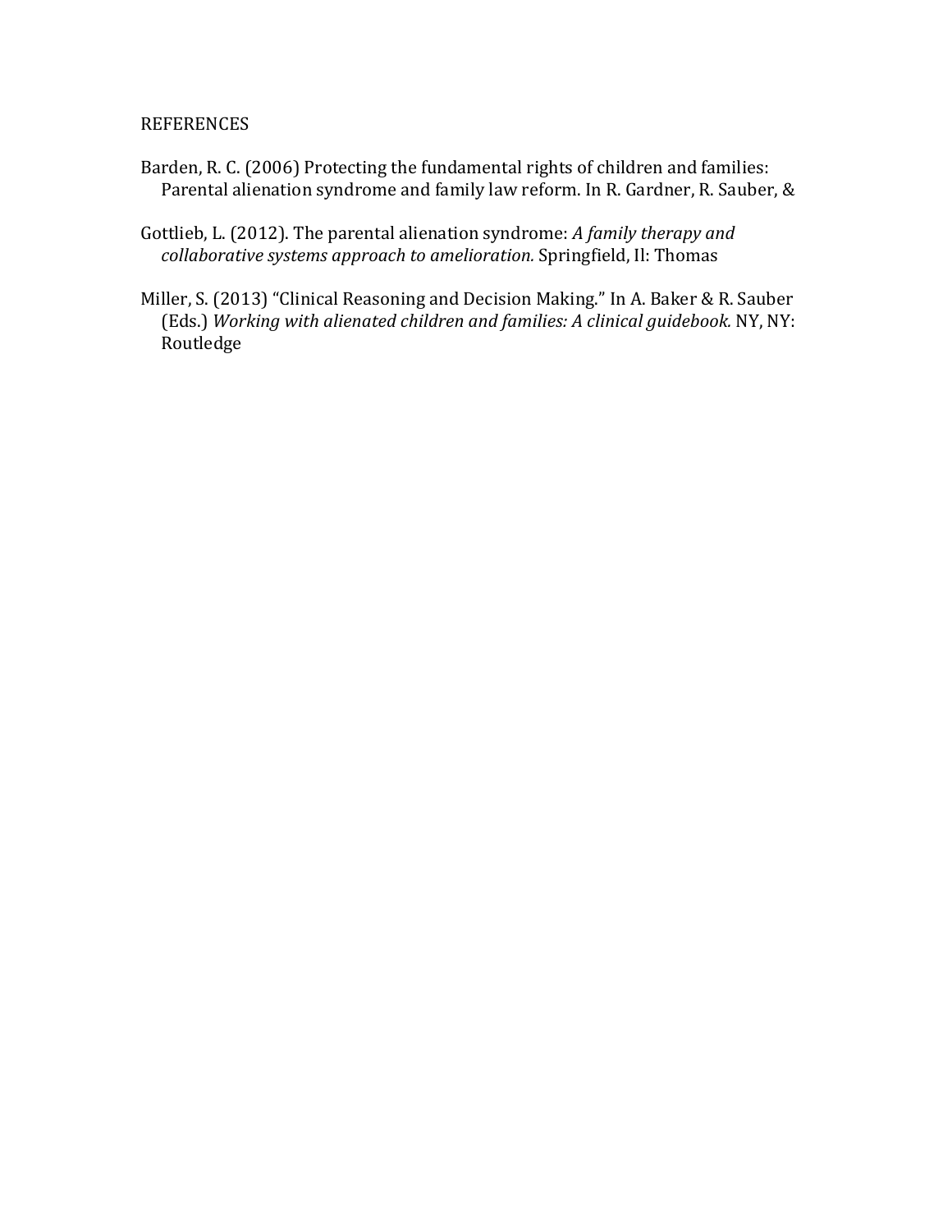REFERENCES

Barden, R. C. (2006) Protecting the fundamental rights of children and families: Parental alienation syndrome and family law reform. In R. Gardner, R. Sauber, &

Gottlieb, L. (2012). The parental alienation syndrome: *A family therapy and collaborative systems approach to amelioration.* Springfield, Il: Thomas

Miller, S. (2013) "Clinical Reasoning and Decision Making." In A. Baker & R. Sauber (Eds.) *Working with alienated children and families: A clinical guidebook.* NY, NY: Routledge